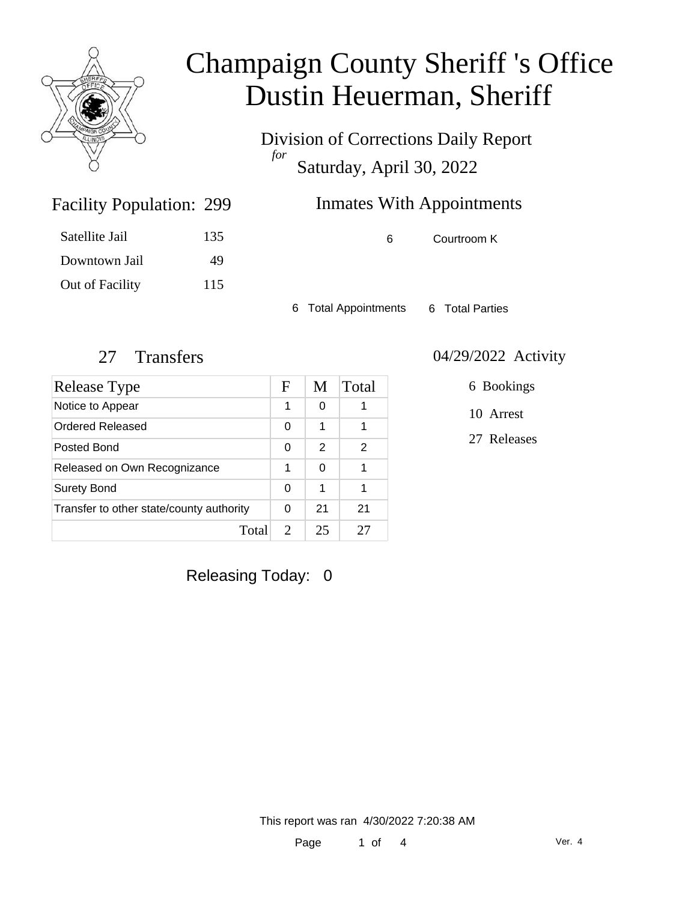# Champaign County Sheriff 's Office
# Dustin Heuerman, Sheriff

Division of Corrections Daily Report
*for*
Saturday, April 30, 2022

## Facility Population: 299

| | |
|---|---|
| Satellite Jail | 135 |
| Downtown Jail | 49 |
| Out of Facility | 115 |

## Inmates With Appointments

| | |
|---|---|
| 6 | Courtroom K |

6 Total Appointments    6 Total Parties

## 27 Transfers

| Release Type | F | M | Total |
|---|---|---|---|
| Notice to Appear | 1 | 0 | 1 |
| Ordered Released | 0 | 1 | 1 |
| Posted Bond | 0 | 2 | 2 |
| Released on Own Recognizance | 1 | 0 | 1 |
| Surety Bond | 0 | 1 | 1 |
| Transfer to other state/county authority | 0 | 21 | 21 |
| Total | 2 | 25 | 27 |

## 04/29/2022 Activity

- 6 Bookings
- 10 Arrest
- 27 Releases

Releasing Today: 0

This report was ran 4/30/2022 7:20:38 AM

Ver. 4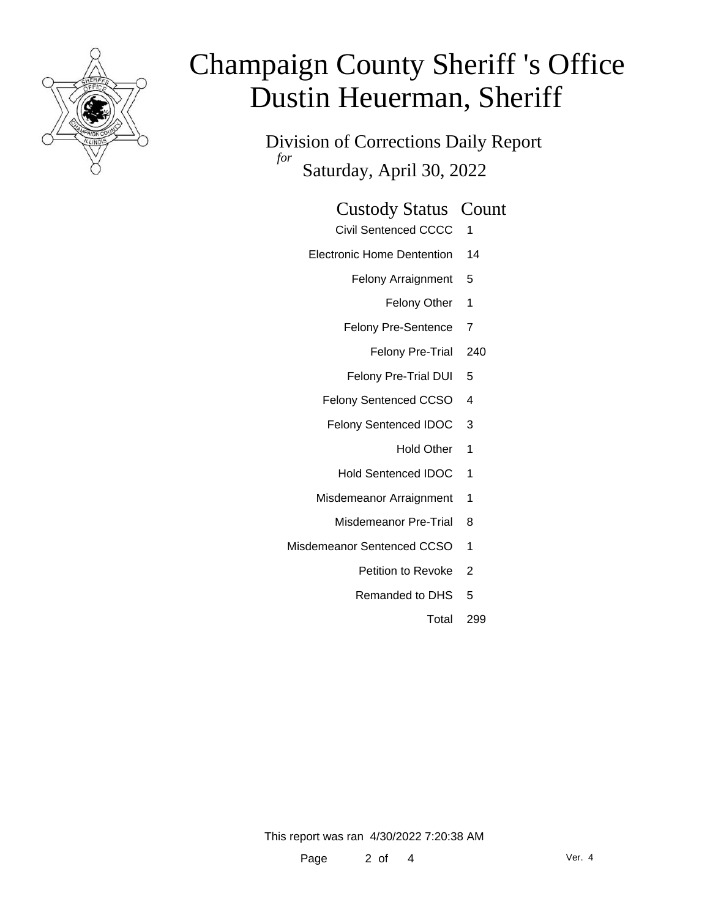# Champaign County Sheriff 's Office
# Dustin Heuerman, Sheriff

Division of Corrections Daily Report

*for* Saturday, April 30, 2022

| Custody Status | Count |
| --- | --- |
| Civil Sentenced CCCC | 1 |
| Electronic Home Dentention | 14 |
| Felony Arraignment | 5 |
| Felony Other | 1 |
| Felony Pre-Sentence | 7 |
| Felony Pre-Trial | 240 |
| Felony Pre-Trial DUI | 5 |
| Felony Sentenced CCSO | 4 |
| Felony Sentenced IDOC | 3 |
| Hold Other | 1 |
| Hold Sentenced IDOC | 1 |
| Misdemeanor Arraignment | 1 |
| Misdemeanor Pre-Trial | 8 |
| Misdemeanor Sentenced CCSO | 1 |
| Petition to Revoke | 2 |
| Remanded to DHS | 5 |
| Total | 299 |

This report was ran 4/30/2022 7:20:38 AM

Ver. 4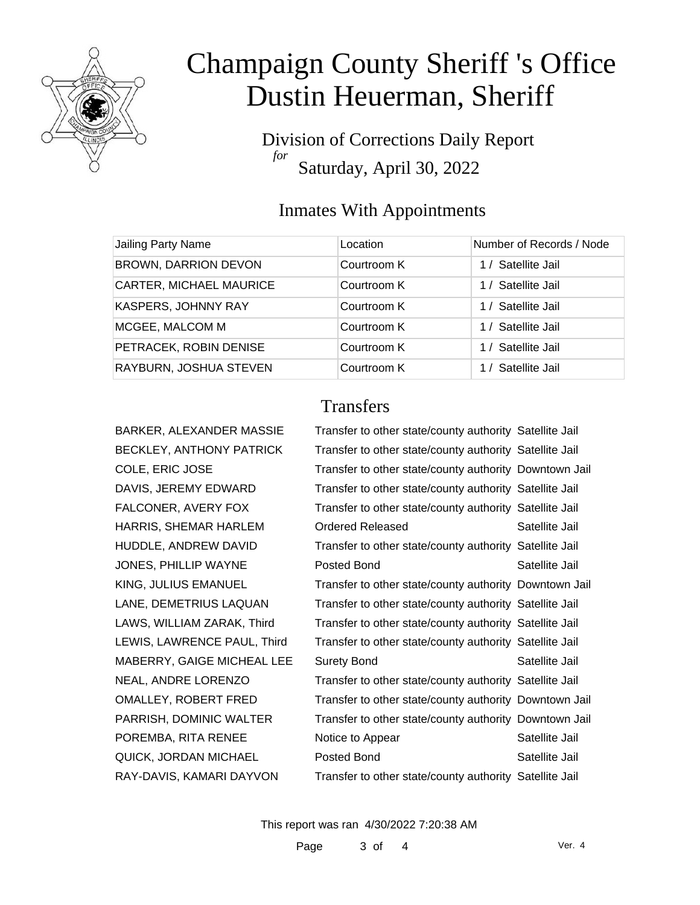# Champaign County Sheriff 's Office
# Dustin Heuerman, Sheriff

Division of Corrections Daily Report
*for*
Saturday, April 30, 2022

## Inmates With Appointments

| Jailing Party Name | Location | Number of Records / Node |
|---|---|---|
| BROWN, DARRION DEVON | Courtroom K | 1 / Satellite Jail |
| CARTER, MICHAEL MAURICE | Courtroom K | 1 / Satellite Jail |
| KASPERS, JOHNNY RAY | Courtroom K | 1 / Satellite Jail |
| MCGEE, MALCOM M | Courtroom K | 1 / Satellite Jail |
| PETRACEK, ROBIN DENISE | Courtroom K | 1 / Satellite Jail |
| RAYBURN, JOSHUA STEVEN | Courtroom K | 1 / Satellite Jail |

## Transfers

| | | |
|---|---|---|
| BARKER, ALEXANDER MASSIE | Transfer to other state/county authority | Satellite Jail |
| BECKLEY, ANTHONY PATRICK | Transfer to other state/county authority | Satellite Jail |
| COLE, ERIC JOSE | Transfer to other state/county authority | Downtown Jail |
| DAVIS, JEREMY EDWARD | Transfer to other state/county authority | Satellite Jail |
| FALCONER, AVERY FOX | Transfer to other state/county authority | Satellite Jail |
| HARRIS, SHEMAR HARLEM | Ordered Released | Satellite Jail |
| HUDDLE, ANDREW DAVID | Transfer to other state/county authority | Satellite Jail |
| JONES, PHILLIP WAYNE | Posted Bond | Satellite Jail |
| KING, JULIUS EMANUEL | Transfer to other state/county authority | Downtown Jail |
| LANE, DEMETRIUS LAQUAN | Transfer to other state/county authority | Satellite Jail |
| LAWS, WILLIAM ZARAK, Third | Transfer to other state/county authority | Satellite Jail |
| LEWIS, LAWRENCE PAUL, Third | Transfer to other state/county authority | Satellite Jail |
| MABERRY, GAIGE MICHEAL LEE | Surety Bond | Satellite Jail |
| NEAL, ANDRE LORENZO | Transfer to other state/county authority | Satellite Jail |
| OMALLEY, ROBERT FRED | Transfer to other state/county authority | Downtown Jail |
| PARRISH, DOMINIC WALTER | Transfer to other state/county authority | Downtown Jail |
| POREMBA, RITA RENEE | Notice to Appear | Satellite Jail |
| QUICK, JORDAN MICHAEL | Posted Bond | Satellite Jail |
| RAY-DAVIS, KAMARI DAYVON | Transfer to other state/county authority | Satellite Jail |

This report was ran 4/30/2022 7:20:38 AM

Ver. 4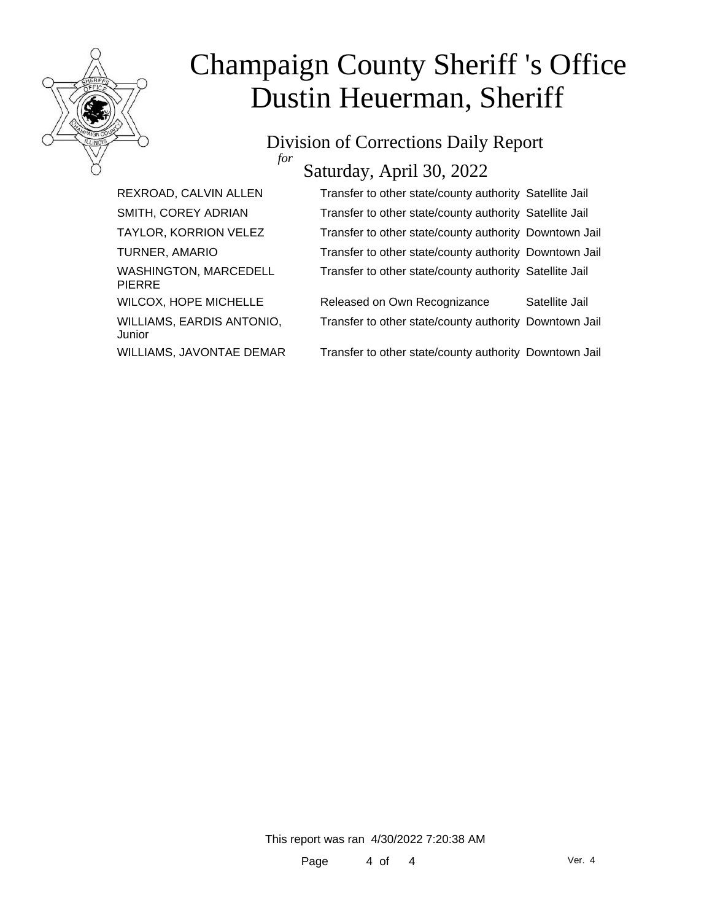# Champaign County Sheriff 's Office
# Dustin Heuerman, Sheriff

## Division of Corrections Daily Report
*for*
## Saturday, April 30, 2022

| | | |
|---|---|---|
| REXROAD, CALVIN ALLEN | Transfer to other state/county authority | Satellite Jail |
| SMITH, COREY ADRIAN | Transfer to other state/county authority | Satellite Jail |
| TAYLOR, KORRION VELEZ | Transfer to other state/county authority | Downtown Jail |
| TURNER, AMARIO | Transfer to other state/county authority | Downtown Jail |
| WASHINGTON, MARCEDELL PIERRE | Transfer to other state/county authority | Satellite Jail |
| WILCOX, HOPE MICHELLE | Released on Own Recognizance | Satellite Jail |
| WILLIAMS, EARDIS ANTONIO, Junior | Transfer to other state/county authority | Downtown Jail |
| WILLIAMS, JAVONTAE DEMAR | Transfer to other state/county authority | Downtown Jail |

This report was ran 4/30/2022 7:20:38 AM

Ver. 4